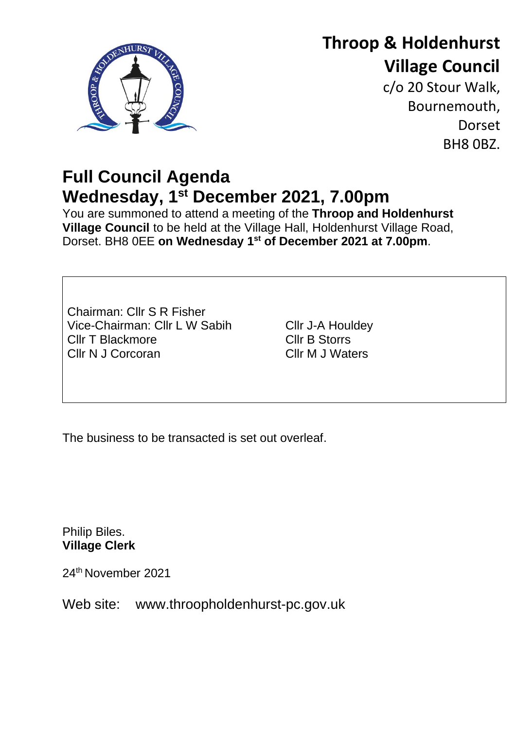# Throop & Holdenhurst Village Council

c/o 20 Stour Walk,
Bournemouth,
Dorset
BH8 0BZ.

## Full Council Agenda
## Wednesday, 1st December 2021, 7.00pm

You are summoned to attend a meeting of the **Throop and Holdenhurst Village Council** to be held at the Village Hall, Holdenhurst Village Road, Dorset. BH8 0EE **on Wednesday 1st of December 2021 at 7.00pm**.

Chairman: Cllr S R Fisher
Vice-Chairman: Cllr L W Sabih
Cllr T Blackmore
Cllr N J Corcoran
Cllr J-A Houldey
Cllr B Storrs
Cllr M J Waters

The business to be transacted is set out overleaf.

Philip Biles.
**Village Clerk**

24th November 2021

Web site: www.throopholdenhurst-pc.gov.uk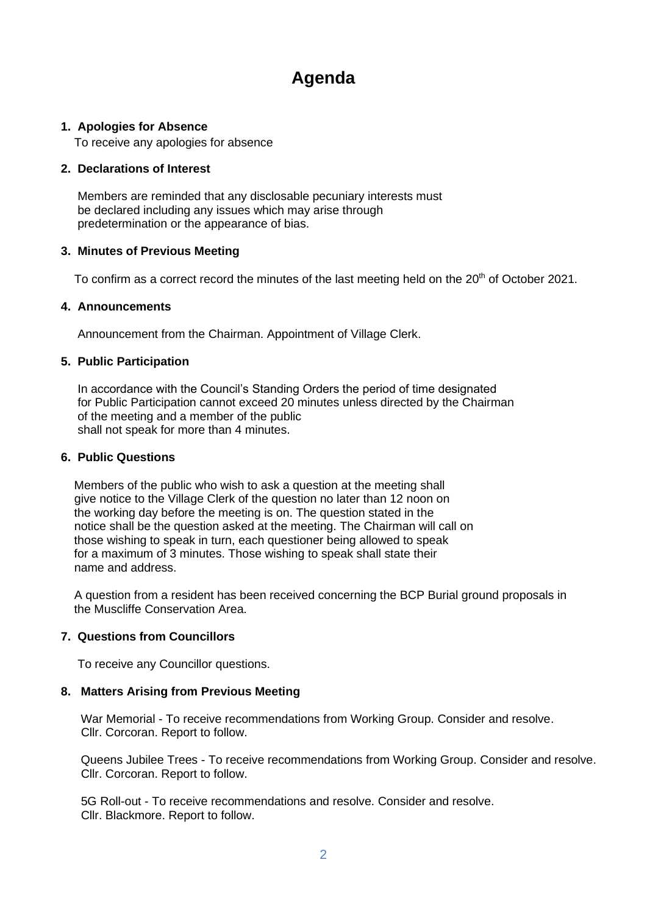# Agenda

**1. Apologies for Absence**

To receive any apologies for absence

**2. Declarations of Interest**

Members are reminded that any disclosable pecuniary interests must be declared including any issues which may arise through predetermination or the appearance of bias.

**3. Minutes of Previous Meeting**

To confirm as a correct record the minutes of the last meeting held on the 20th of October 2021.

**4. Announcements**

Announcement from the Chairman. Appointment of Village Clerk.

**5. Public Participation**

In accordance with the Council's Standing Orders the period of time designated for Public Participation cannot exceed 20 minutes unless directed by the Chairman of the meeting and a member of the public shall not speak for more than 4 minutes.

**6. Public Questions**

Members of the public who wish to ask a question at the meeting shall give notice to the Village Clerk of the question no later than 12 noon on the working day before the meeting is on. The question stated in the notice shall be the question asked at the meeting. The Chairman will call on those wishing to speak in turn, each questioner being allowed to speak for a maximum of 3 minutes. Those wishing to speak shall state their name and address.

A question from a resident has been received concerning the BCP Burial ground proposals in the Muscliffe Conservation Area.

**7. Questions from Councillors**

To receive any Councillor questions.

**8. Matters Arising from Previous Meeting**

War Memorial - To receive recommendations from Working Group. Consider and resolve. Cllr. Corcoran. Report to follow.

Queens Jubilee Trees - To receive recommendations from Working Group. Consider and resolve. Cllr. Corcoran. Report to follow.

5G Roll-out - To receive recommendations and resolve. Consider and resolve. Cllr. Blackmore. Report to follow.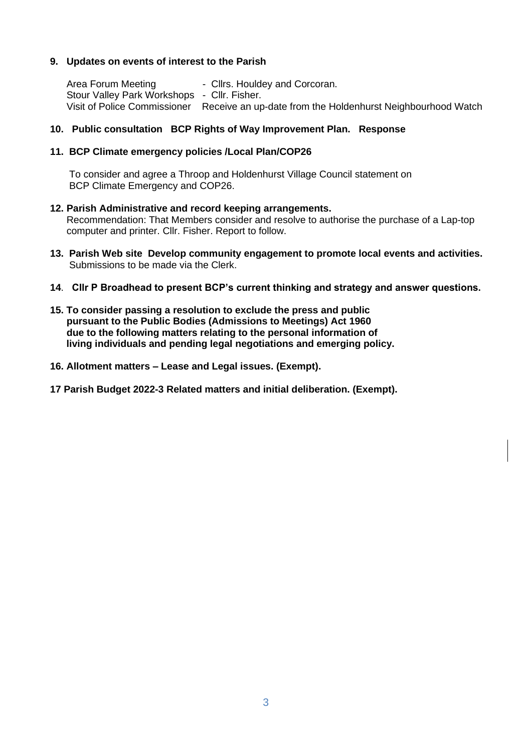**9. Updates on events of interest to the Parish**

Area Forum Meeting - Cllrs. Houldey and Corcoran.
Stour Valley Park Workshops - Cllr. Fisher.
Visit of Police Commissioner Receive an up-date from the Holdenhurst Neighbourhood Watch

**10. Public consultation BCP Rights of Way Improvement Plan. Response**

**11. BCP Climate emergency policies /Local Plan/COP26**

To consider and agree a Throop and Holdenhurst Village Council statement on BCP Climate Emergency and COP26.

**12. Parish Administrative and record keeping arrangements.**
Recommendation: That Members consider and resolve to authorise the purchase of a Lap-top computer and printer. Cllr. Fisher. Report to follow.

**13. Parish Web site Develop community engagement to promote local events and activities.**
Submissions to be made via the Clerk.

**14. Cllr P Broadhead to present BCP's current thinking and strategy and answer questions.**

**15. To consider passing a resolution to exclude the press and public pursuant to the Public Bodies (Admissions to Meetings) Act 1960 due to the following matters relating to the personal information of living individuals and pending legal negotiations and emerging policy.**

**16. Allotment matters – Lease and Legal issues. (Exempt).**

**17 Parish Budget 2022-3 Related matters and initial deliberation. (Exempt).**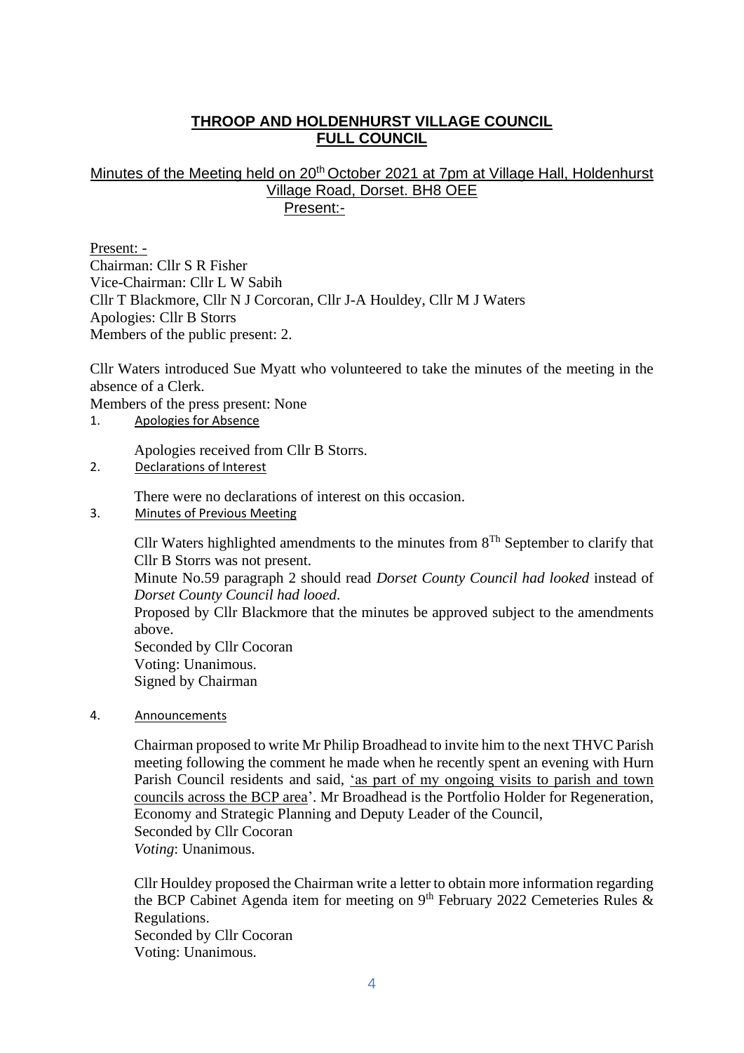**THROOP AND HOLDENHURST VILLAGE COUNCIL**
**FULL COUNCIL**

Minutes of the Meeting held on 20th October 2021 at 7pm at Village Hall, Holdenhurst Village Road, Dorset. BH8 OEE
Present:-

Present: -
Chairman: Cllr S R Fisher
Vice-Chairman: Cllr L W Sabih
Cllr T Blackmore, Cllr N J Corcoran, Cllr J-A Houldey, Cllr M J Waters
Apologies: Cllr B Storrs
Members of the public present: 2.

Cllr Waters introduced Sue Myatt who volunteered to take the minutes of the meeting in the absence of a Clerk.

Members of the press present: None

1. Apologies for Absence

   Apologies received from Cllr B Storrs.

2. Declarations of Interest

   There were no declarations of interest on this occasion.

3. Minutes of Previous Meeting

   Cllr Waters highlighted amendments to the minutes from 8Th September to clarify that Cllr B Storrs was not present.
   Minute No.59 paragraph 2 should read *Dorset County Council had looked* instead of *Dorset County Council had looed*.
   Proposed by Cllr Blackmore that the minutes be approved subject to the amendments above.
   Seconded by Cllr Cocoran
   Voting: Unanimous.
   Signed by Chairman

4. Announcements

   Chairman proposed to write Mr Philip Broadhead to invite him to the next THVC Parish meeting following the comment he made when he recently spent an evening with Hurn Parish Council residents and said, 'as part of my ongoing visits to parish and town councils across the BCP area'. Mr Broadhead is the Portfolio Holder for Regeneration, Economy and Strategic Planning and Deputy Leader of the Council,
   Seconded by Cllr Cocoran
   *Voting*: Unanimous.

   Cllr Houldey proposed the Chairman write a letter to obtain more information regarding the BCP Cabinet Agenda item for meeting on 9th February 2022 Cemeteries Rules & Regulations.
   Seconded by Cllr Cocoran
   Voting: Unanimous.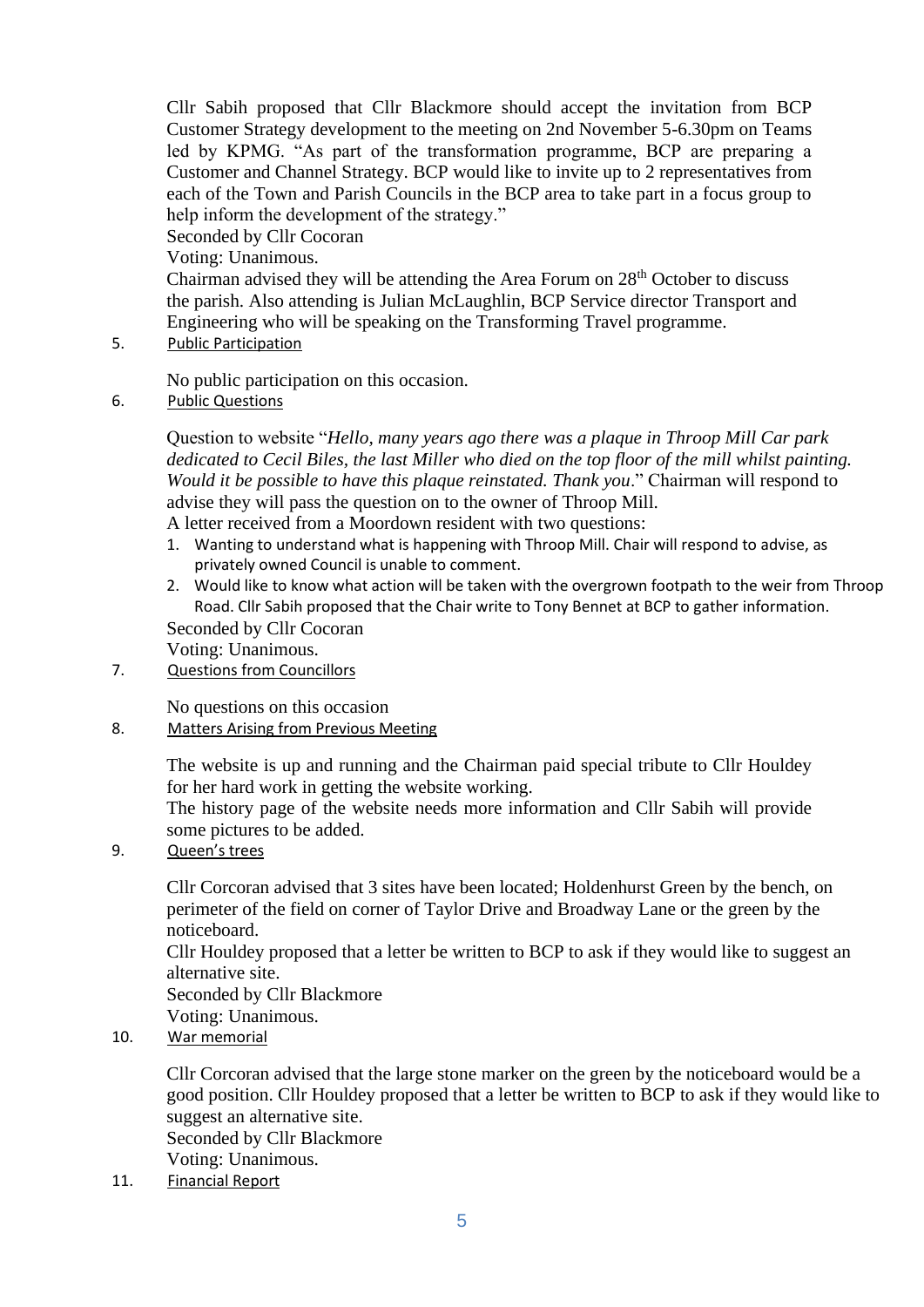Cllr Sabih proposed that Cllr Blackmore should accept the invitation from BCP Customer Strategy development to the meeting on 2nd November 5-6.30pm on Teams led by KPMG. "As part of the transformation programme, BCP are preparing a Customer and Channel Strategy. BCP would like to invite up to 2 representatives from each of the Town and Parish Councils in the BCP area to take part in a focus group to help inform the development of the strategy."

Seconded by Cllr Cocoran

Voting: Unanimous.

Chairman advised they will be attending the Area Forum on 28th October to discuss the parish. Also attending is Julian McLaughlin, BCP Service director Transport and Engineering who will be speaking on the Transforming Travel programme.

5. Public Participation

No public participation on this occasion.

6. Public Questions

Question to website "*Hello, many years ago there was a plaque in Throop Mill Car park dedicated to Cecil Biles, the last Miller who died on the top floor of the mill whilst painting. Would it be possible to have this plaque reinstated. Thank you*." Chairman will respond to advise they will pass the question on to the owner of Throop Mill.

A letter received from a Moordown resident with two questions:

1. Wanting to understand what is happening with Throop Mill. Chair will respond to advise, as privately owned Council is unable to comment.
2. Would like to know what action will be taken with the overgrown footpath to the weir from Throop Road. Cllr Sabih proposed that the Chair write to Tony Bennet at BCP to gather information.

Seconded by Cllr Cocoran

Voting: Unanimous.

7. Questions from Councillors

No questions on this occasion

8. Matters Arising from Previous Meeting

The website is up and running and the Chairman paid special tribute to Cllr Houldey for her hard work in getting the website working.

The history page of the website needs more information and Cllr Sabih will provide some pictures to be added.

9. Queen's trees

Cllr Corcoran advised that 3 sites have been located; Holdenhurst Green by the bench, on perimeter of the field on corner of Taylor Drive and Broadway Lane or the green by the noticeboard.

Cllr Houldey proposed that a letter be written to BCP to ask if they would like to suggest an alternative site.

Seconded by Cllr Blackmore

Voting: Unanimous.

10. War memorial

Cllr Corcoran advised that the large stone marker on the green by the noticeboard would be a good position. Cllr Houldey proposed that a letter be written to BCP to ask if they would like to suggest an alternative site.

Seconded by Cllr Blackmore

Voting: Unanimous.

11. Financial Report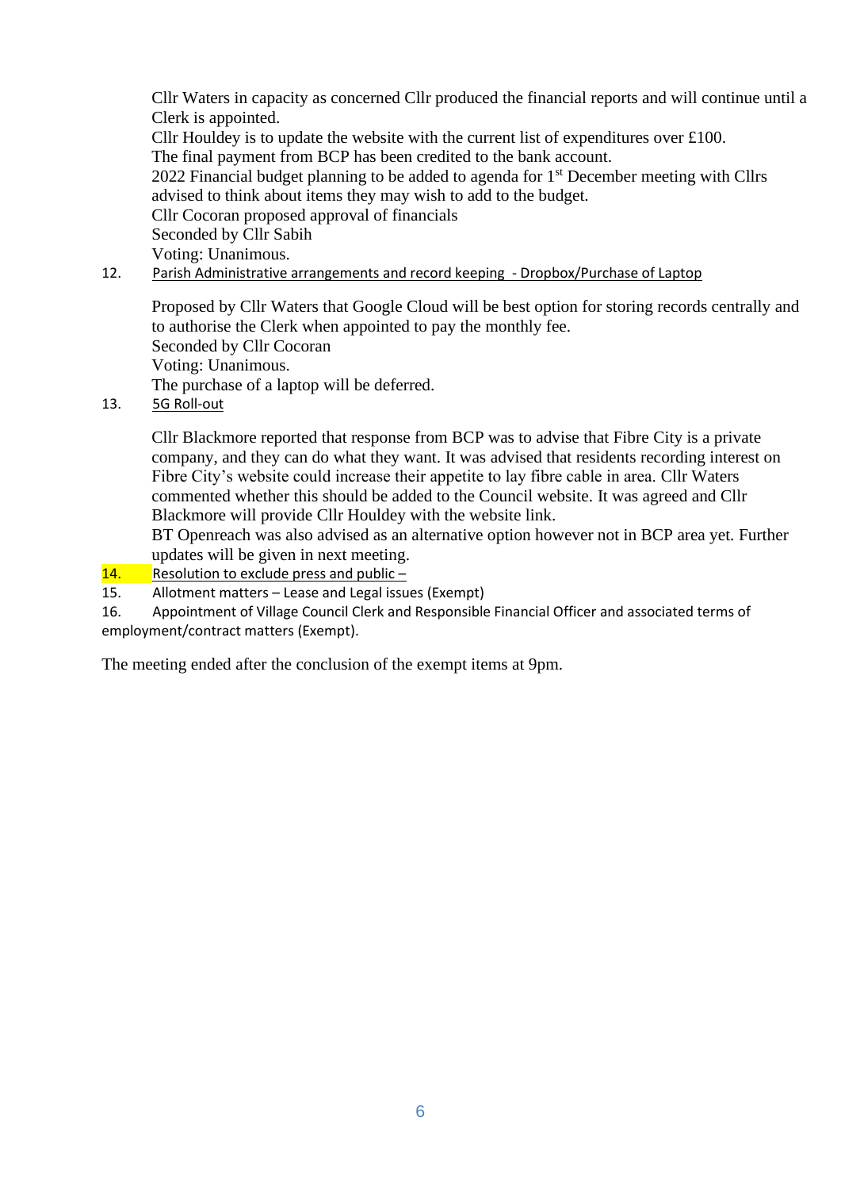Cllr Waters in capacity as concerned Cllr produced the financial reports and will continue until a Clerk is appointed.
Cllr Houldey is to update the website with the current list of expenditures over £100.
The final payment from BCP has been credited to the bank account.
2022 Financial budget planning to be added to agenda for 1st December meeting with Cllrs advised to think about items they may wish to add to the budget.
Cllr Cocoran proposed approval of financials
Seconded by Cllr Sabih
Voting: Unanimous.

12. Parish Administrative arrangements and record keeping - Dropbox/Purchase of Laptop

Proposed by Cllr Waters that Google Cloud will be best option for storing records centrally and to authorise the Clerk when appointed to pay the monthly fee.
Seconded by Cllr Cocoran
Voting: Unanimous.
The purchase of a laptop will be deferred.

13. 5G Roll-out

Cllr Blackmore reported that response from BCP was to advise that Fibre City is a private company, and they can do what they want. It was advised that residents recording interest on Fibre City's website could increase their appetite to lay fibre cable in area. Cllr Waters commented whether this should be added to the Council website. It was agreed and Cllr Blackmore will provide Cllr Houldey with the website link.
BT Openreach was also advised as an alternative option however not in BCP area yet. Further updates will be given in next meeting.

14. Resolution to exclude press and public –

15. Allotment matters – Lease and Legal issues (Exempt)

16. Appointment of Village Council Clerk and Responsible Financial Officer and associated terms of employment/contract matters (Exempt).

The meeting ended after the conclusion of the exempt items at 9pm.